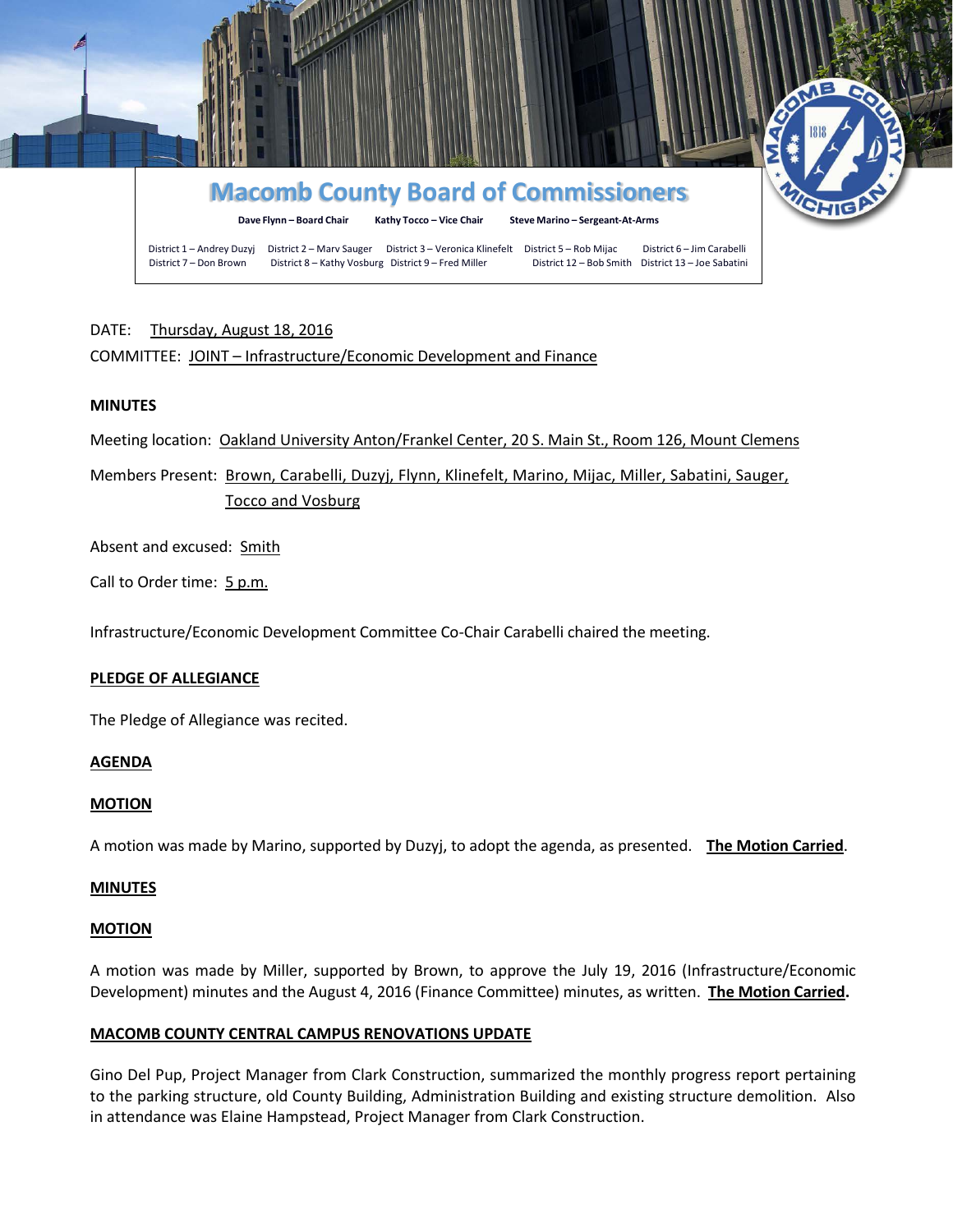# Macomb County Board of Commissioners

**Dave Flynn – Board Chair** **Kathy Tocco – Vice Chair** **Steve Marino – Sergeant-At-Arms**

District 1 – Andrey Duzyj District 2 – Marv Sauger District 3 – Veronica Klinefelt District 5 – Rob Mijac District 6 – Jim Carabelli
District 7 – Don Brown District 8 – Kathy Vosburg District 9 – Fred Miller District 12 – Bob Smith District 13 – Joe Sabatini

DATE: Thursday, August 18, 2016

COMMITTEE: JOINT – Infrastructure/Economic Development and Finance

**MINUTES**

Meeting location: Oakland University Anton/Frankel Center, 20 S. Main St., Room 126, Mount Clemens

Members Present: Brown, Carabelli, Duzyj, Flynn, Klinefelt, Marino, Mijac, Miller, Sabatini, Sauger, Tocco and Vosburg

Absent and excused: Smith

Call to Order time: 5 p.m.

Infrastructure/Economic Development Committee Co-Chair Carabelli chaired the meeting.

**PLEDGE OF ALLEGIANCE**

The Pledge of Allegiance was recited.

**AGENDA**

**MOTION**

A motion was made by Marino, supported by Duzyj, to adopt the agenda, as presented. **The Motion Carried**.

**MINUTES**

**MOTION**

A motion was made by Miller, supported by Brown, to approve the July 19, 2016 (Infrastructure/Economic Development) minutes and the August 4, 2016 (Finance Committee) minutes, as written. **The Motion Carried.**

**MACOMB COUNTY CENTRAL CAMPUS RENOVATIONS UPDATE**

Gino Del Pup, Project Manager from Clark Construction, summarized the monthly progress report pertaining to the parking structure, old County Building, Administration Building and existing structure demolition. Also in attendance was Elaine Hampstead, Project Manager from Clark Construction.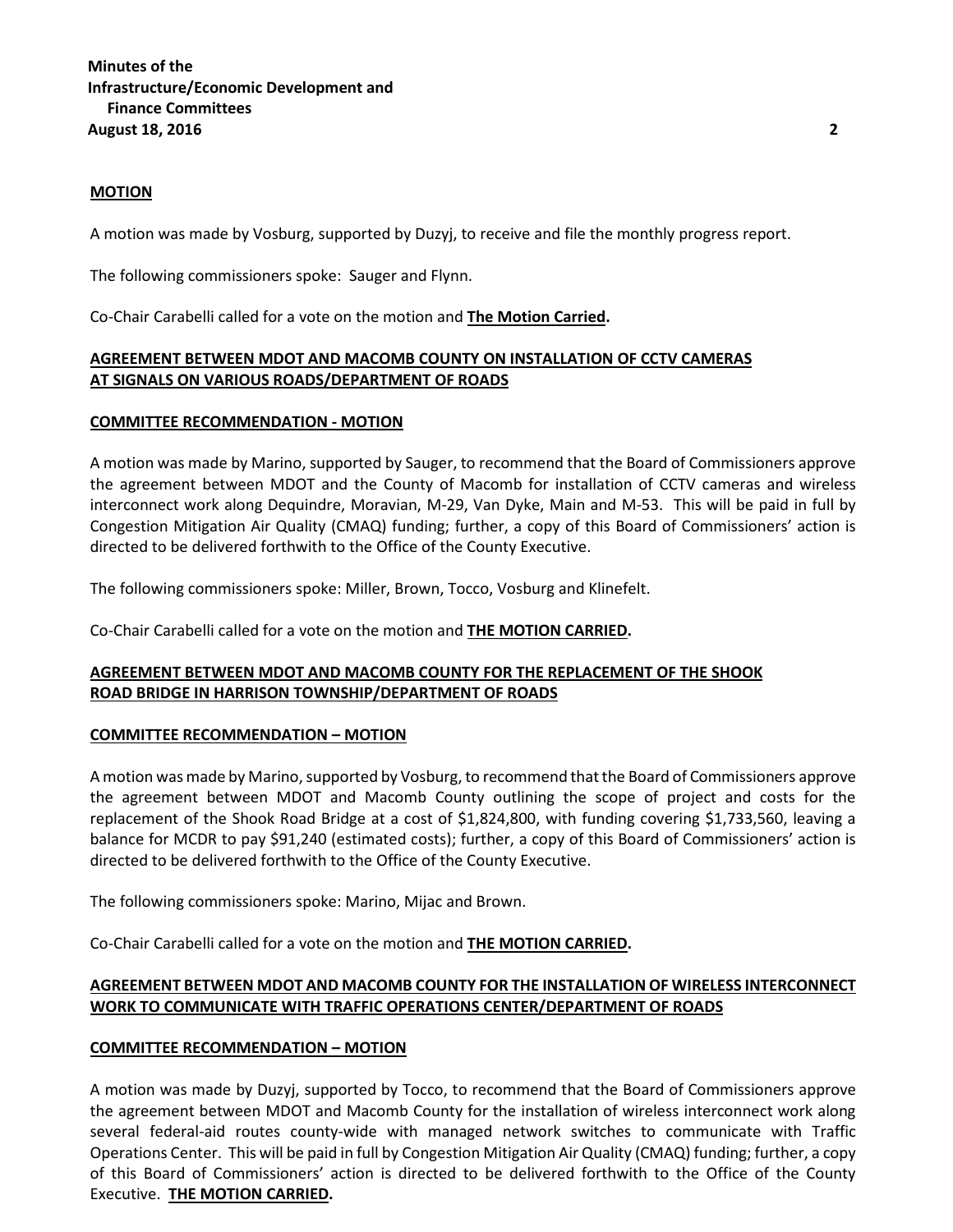**MOTION**

A motion was made by Vosburg, supported by Duzyj, to receive and file the monthly progress report.

The following commissioners spoke: Sauger and Flynn.

Co-Chair Carabelli called for a vote on the motion and **The Motion Carried.**

**AGREEMENT BETWEEN MDOT AND MACOMB COUNTY ON INSTALLATION OF CCTV CAMERAS AT SIGNALS ON VARIOUS ROADS/DEPARTMENT OF ROADS**

**COMMITTEE RECOMMENDATION - MOTION**

A motion was made by Marino, supported by Sauger, to recommend that the Board of Commissioners approve the agreement between MDOT and the County of Macomb for installation of CCTV cameras and wireless interconnect work along Dequindre, Moravian, M-29, Van Dyke, Main and M-53. This will be paid in full by Congestion Mitigation Air Quality (CMAQ) funding; further, a copy of this Board of Commissioners' action is directed to be delivered forthwith to the Office of the County Executive.

The following commissioners spoke: Miller, Brown, Tocco, Vosburg and Klinefelt.

Co-Chair Carabelli called for a vote on the motion and **THE MOTION CARRIED.**

**AGREEMENT BETWEEN MDOT AND MACOMB COUNTY FOR THE REPLACEMENT OF THE SHOOK ROAD BRIDGE IN HARRISON TOWNSHIP/DEPARTMENT OF ROADS**

**COMMITTEE RECOMMENDATION – MOTION**

A motion was made by Marino, supported by Vosburg, to recommend that the Board of Commissioners approve the agreement between MDOT and Macomb County outlining the scope of project and costs for the replacement of the Shook Road Bridge at a cost of $1,824,800, with funding covering $1,733,560, leaving a balance for MCDR to pay $91,240 (estimated costs); further, a copy of this Board of Commissioners' action is directed to be delivered forthwith to the Office of the County Executive.

The following commissioners spoke: Marino, Mijac and Brown.

Co-Chair Carabelli called for a vote on the motion and **THE MOTION CARRIED.**

**AGREEMENT BETWEEN MDOT AND MACOMB COUNTY FOR THE INSTALLATION OF WIRELESS INTERCONNECT WORK TO COMMUNICATE WITH TRAFFIC OPERATIONS CENTER/DEPARTMENT OF ROADS**

**COMMITTEE RECOMMENDATION – MOTION**

A motion was made by Duzyj, supported by Tocco, to recommend that the Board of Commissioners approve the agreement between MDOT and Macomb County for the installation of wireless interconnect work along several federal-aid routes county-wide with managed network switches to communicate with Traffic Operations Center. This will be paid in full by Congestion Mitigation Air Quality (CMAQ) funding; further, a copy of this Board of Commissioners' action is directed to be delivered forthwith to the Office of the County Executive. **THE MOTION CARRIED.**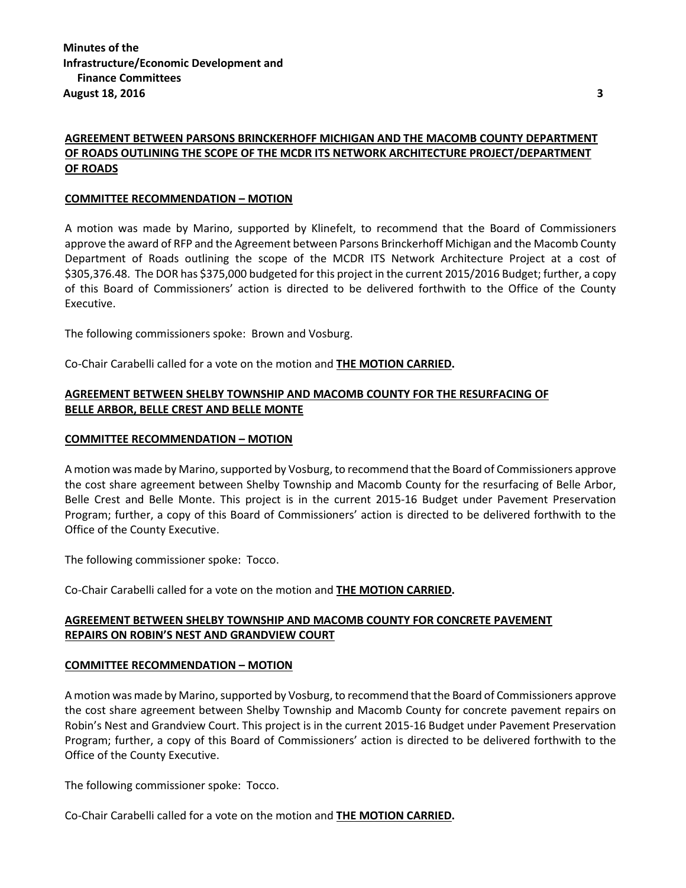**AGREEMENT BETWEEN PARSONS BRINCKERHOFF MICHIGAN AND THE MACOMB COUNTY DEPARTMENT OF ROADS OUTLINING THE SCOPE OF THE MCDR ITS NETWORK ARCHITECTURE PROJECT/DEPARTMENT OF ROADS**

**COMMITTEE RECOMMENDATION – MOTION**

A motion was made by Marino, supported by Klinefelt, to recommend that the Board of Commissioners approve the award of RFP and the Agreement between Parsons Brinckerhoff Michigan and the Macomb County Department of Roads outlining the scope of the MCDR ITS Network Architecture Project at a cost of $305,376.48. The DOR has $375,000 budgeted for this project in the current 2015/2016 Budget; further, a copy of this Board of Commissioners' action is directed to be delivered forthwith to the Office of the County Executive.

The following commissioners spoke: Brown and Vosburg.

Co-Chair Carabelli called for a vote on the motion and **THE MOTION CARRIED.**

**AGREEMENT BETWEEN SHELBY TOWNSHIP AND MACOMB COUNTY FOR THE RESURFACING OF BELLE ARBOR, BELLE CREST AND BELLE MONTE**

**COMMITTEE RECOMMENDATION – MOTION**

A motion was made by Marino, supported by Vosburg, to recommend that the Board of Commissioners approve the cost share agreement between Shelby Township and Macomb County for the resurfacing of Belle Arbor, Belle Crest and Belle Monte. This project is in the current 2015-16 Budget under Pavement Preservation Program; further, a copy of this Board of Commissioners' action is directed to be delivered forthwith to the Office of the County Executive.

The following commissioner spoke: Tocco.

Co-Chair Carabelli called for a vote on the motion and **THE MOTION CARRIED.**

**AGREEMENT BETWEEN SHELBY TOWNSHIP AND MACOMB COUNTY FOR CONCRETE PAVEMENT REPAIRS ON ROBIN'S NEST AND GRANDVIEW COURT**

**COMMITTEE RECOMMENDATION – MOTION**

A motion was made by Marino, supported by Vosburg, to recommend that the Board of Commissioners approve the cost share agreement between Shelby Township and Macomb County for concrete pavement repairs on Robin's Nest and Grandview Court. This project is in the current 2015-16 Budget under Pavement Preservation Program; further, a copy of this Board of Commissioners' action is directed to be delivered forthwith to the Office of the County Executive.

The following commissioner spoke: Tocco.

Co-Chair Carabelli called for a vote on the motion and **THE MOTION CARRIED.**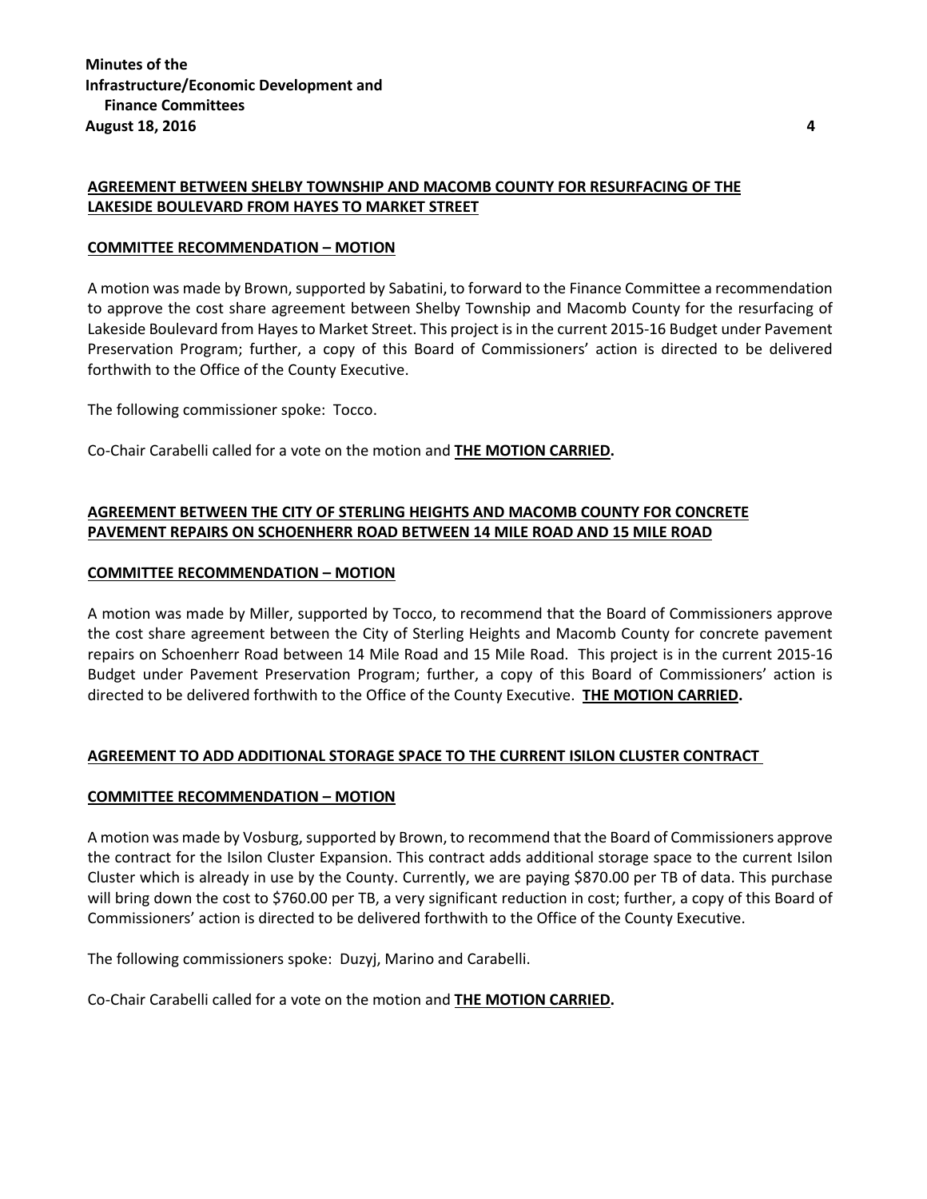**AGREEMENT BETWEEN SHELBY TOWNSHIP AND MACOMB COUNTY FOR RESURFACING OF THE LAKESIDE BOULEVARD FROM HAYES TO MARKET STREET**

**COMMITTEE RECOMMENDATION – MOTION**

A motion was made by Brown, supported by Sabatini, to forward to the Finance Committee a recommendation to approve the cost share agreement between Shelby Township and Macomb County for the resurfacing of Lakeside Boulevard from Hayes to Market Street. This project is in the current 2015-16 Budget under Pavement Preservation Program; further, a copy of this Board of Commissioners' action is directed to be delivered forthwith to the Office of the County Executive.

The following commissioner spoke: Tocco.

Co-Chair Carabelli called for a vote on the motion and **THE MOTION CARRIED.**

**AGREEMENT BETWEEN THE CITY OF STERLING HEIGHTS AND MACOMB COUNTY FOR CONCRETE PAVEMENT REPAIRS ON SCHOENHERR ROAD BETWEEN 14 MILE ROAD AND 15 MILE ROAD**

**COMMITTEE RECOMMENDATION – MOTION**

A motion was made by Miller, supported by Tocco, to recommend that the Board of Commissioners approve the cost share agreement between the City of Sterling Heights and Macomb County for concrete pavement repairs on Schoenherr Road between 14 Mile Road and 15 Mile Road. This project is in the current 2015-16 Budget under Pavement Preservation Program; further, a copy of this Board of Commissioners' action is directed to be delivered forthwith to the Office of the County Executive. **THE MOTION CARRIED.**

**AGREEMENT TO ADD ADDITIONAL STORAGE SPACE TO THE CURRENT ISILON CLUSTER CONTRACT**

**COMMITTEE RECOMMENDATION – MOTION**

A motion was made by Vosburg, supported by Brown, to recommend that the Board of Commissioners approve the contract for the Isilon Cluster Expansion. This contract adds additional storage space to the current Isilon Cluster which is already in use by the County. Currently, we are paying $870.00 per TB of data. This purchase will bring down the cost to $760.00 per TB, a very significant reduction in cost; further, a copy of this Board of Commissioners' action is directed to be delivered forthwith to the Office of the County Executive.

The following commissioners spoke: Duzyj, Marino and Carabelli.

Co-Chair Carabelli called for a vote on the motion and **THE MOTION CARRIED.**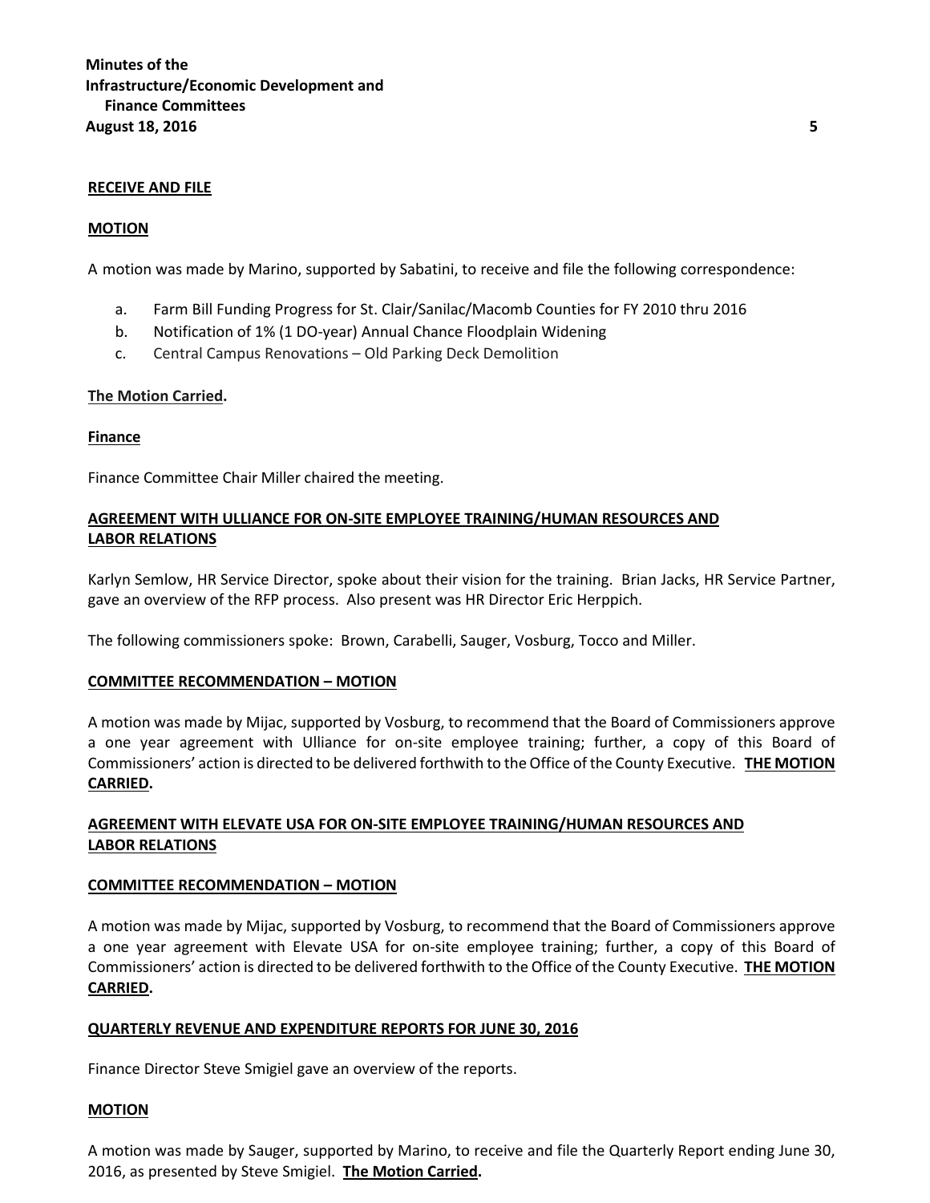**RECEIVE AND FILE**

**MOTION**

A motion was made by Marino, supported by Sabatini, to receive and file the following correspondence:

a. Farm Bill Funding Progress for St. Clair/Sanilac/Macomb Counties for FY 2010 thru 2016
b. Notification of 1% (1 DO-year) Annual Chance Floodplain Widening
c. Central Campus Renovations – Old Parking Deck Demolition

**The Motion Carried.**

**Finance**

Finance Committee Chair Miller chaired the meeting.

**AGREEMENT WITH ULLIANCE FOR ON-SITE EMPLOYEE TRAINING/HUMAN RESOURCES AND LABOR RELATIONS**

Karlyn Semlow, HR Service Director, spoke about their vision for the training. Brian Jacks, HR Service Partner, gave an overview of the RFP process. Also present was HR Director Eric Herppich.

The following commissioners spoke: Brown, Carabelli, Sauger, Vosburg, Tocco and Miller.

**COMMITTEE RECOMMENDATION – MOTION**

A motion was made by Mijac, supported by Vosburg, to recommend that the Board of Commissioners approve a one year agreement with Ulliance for on-site employee training; further, a copy of this Board of Commissioners' action is directed to be delivered forthwith to the Office of the County Executive. **THE MOTION CARRIED.**

**AGREEMENT WITH ELEVATE USA FOR ON-SITE EMPLOYEE TRAINING/HUMAN RESOURCES AND LABOR RELATIONS**

**COMMITTEE RECOMMENDATION – MOTION**

A motion was made by Mijac, supported by Vosburg, to recommend that the Board of Commissioners approve a one year agreement with Elevate USA for on-site employee training; further, a copy of this Board of Commissioners' action is directed to be delivered forthwith to the Office of the County Executive. **THE MOTION CARRIED.**

**QUARTERLY REVENUE AND EXPENDITURE REPORTS FOR JUNE 30, 2016**

Finance Director Steve Smigiel gave an overview of the reports.

**MOTION**

A motion was made by Sauger, supported by Marino, to receive and file the Quarterly Report ending June 30, 2016, as presented by Steve Smigiel. **The Motion Carried.**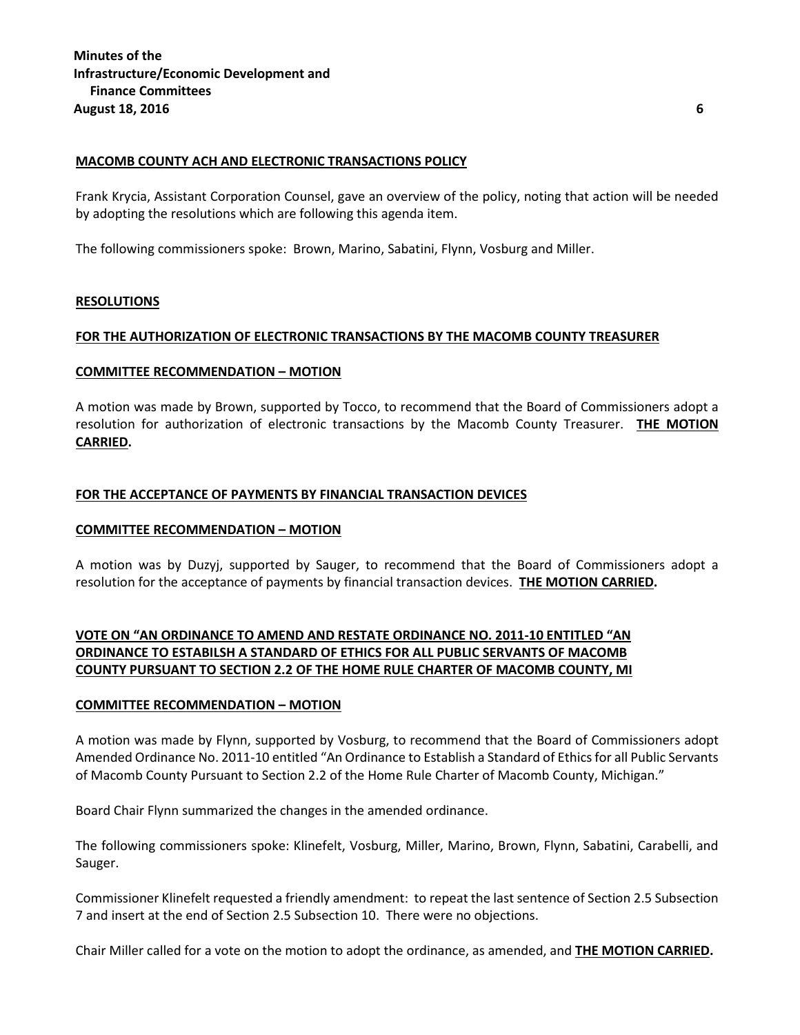**MACOMB COUNTY ACH AND ELECTRONIC TRANSACTIONS POLICY**

Frank Krycia, Assistant Corporation Counsel, gave an overview of the policy, noting that action will be needed by adopting the resolutions which are following this agenda item.

The following commissioners spoke: Brown, Marino, Sabatini, Flynn, Vosburg and Miller.

**RESOLUTIONS**

**FOR THE AUTHORIZATION OF ELECTRONIC TRANSACTIONS BY THE MACOMB COUNTY TREASURER**

**COMMITTEE RECOMMENDATION – MOTION**

A motion was made by Brown, supported by Tocco, to recommend that the Board of Commissioners adopt a resolution for authorization of electronic transactions by the Macomb County Treasurer. **THE MOTION CARRIED.**

**FOR THE ACCEPTANCE OF PAYMENTS BY FINANCIAL TRANSACTION DEVICES**

**COMMITTEE RECOMMENDATION – MOTION**

A motion was by Duzyj, supported by Sauger, to recommend that the Board of Commissioners adopt a resolution for the acceptance of payments by financial transaction devices. **THE MOTION CARRIED.**

**VOTE ON "AN ORDINANCE TO AMEND AND RESTATE ORDINANCE NO. 2011-10 ENTITLED "AN ORDINANCE TO ESTABILSH A STANDARD OF ETHICS FOR ALL PUBLIC SERVANTS OF MACOMB COUNTY PURSUANT TO SECTION 2.2 OF THE HOME RULE CHARTER OF MACOMB COUNTY, MI**

**COMMITTEE RECOMMENDATION – MOTION**

A motion was made by Flynn, supported by Vosburg, to recommend that the Board of Commissioners adopt Amended Ordinance No. 2011-10 entitled "An Ordinance to Establish a Standard of Ethics for all Public Servants of Macomb County Pursuant to Section 2.2 of the Home Rule Charter of Macomb County, Michigan."

Board Chair Flynn summarized the changes in the amended ordinance.

The following commissioners spoke: Klinefelt, Vosburg, Miller, Marino, Brown, Flynn, Sabatini, Carabelli, and Sauger.

Commissioner Klinefelt requested a friendly amendment: to repeat the last sentence of Section 2.5 Subsection 7 and insert at the end of Section 2.5 Subsection 10. There were no objections.

Chair Miller called for a vote on the motion to adopt the ordinance, as amended, and **THE MOTION CARRIED.**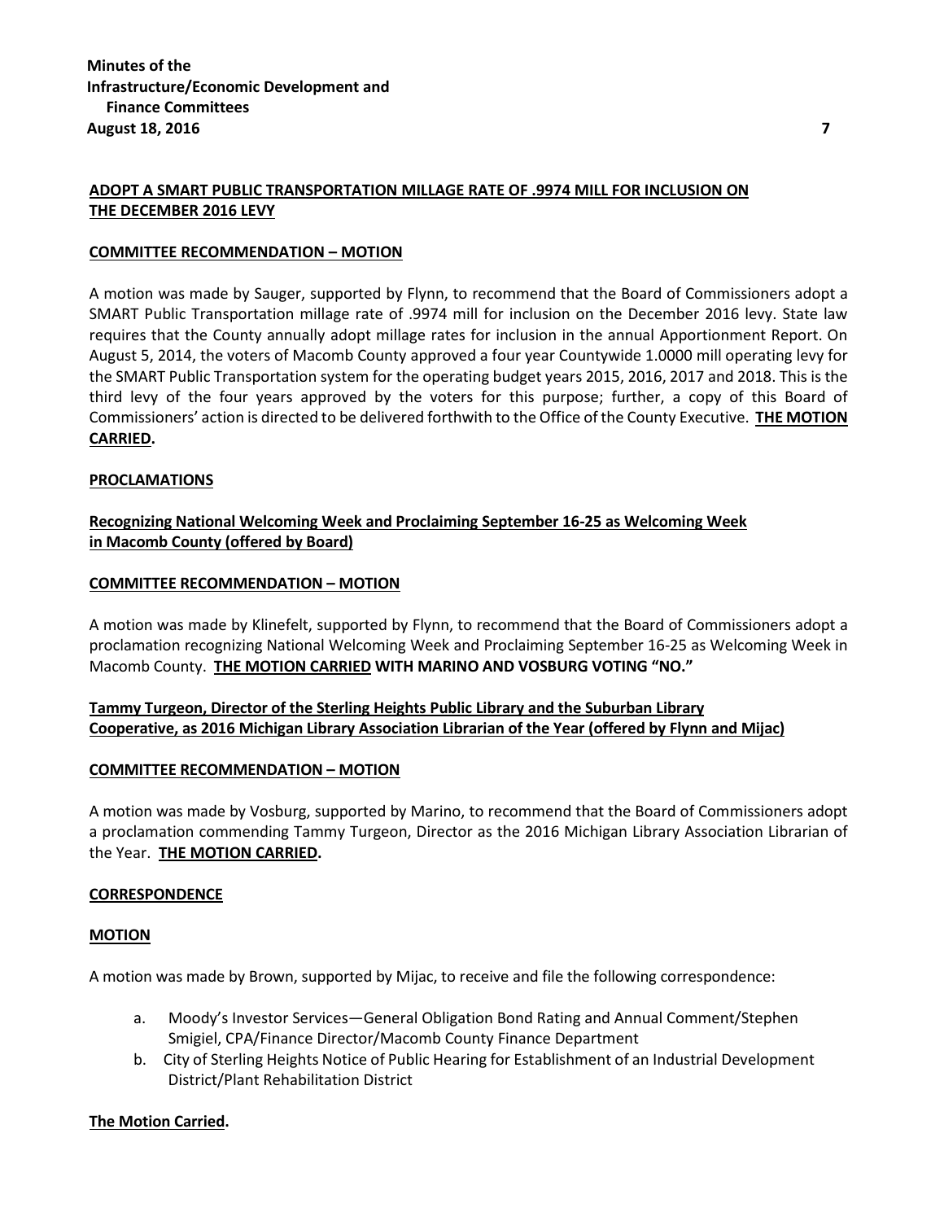**ADOPT A SMART PUBLIC TRANSPORTATION MILLAGE RATE OF .9974 MILL FOR INCLUSION ON THE DECEMBER 2016 LEVY**

**COMMITTEE RECOMMENDATION – MOTION**

A motion was made by Sauger, supported by Flynn, to recommend that the Board of Commissioners adopt a SMART Public Transportation millage rate of .9974 mill for inclusion on the December 2016 levy. State law requires that the County annually adopt millage rates for inclusion in the annual Apportionment Report. On August 5, 2014, the voters of Macomb County approved a four year Countywide 1.0000 mill operating levy for the SMART Public Transportation system for the operating budget years 2015, 2016, 2017 and 2018. This is the third levy of the four years approved by the voters for this purpose; further, a copy of this Board of Commissioners' action is directed to be delivered forthwith to the Office of the County Executive. **THE MOTION CARRIED.**

**PROCLAMATIONS**

**Recognizing National Welcoming Week and Proclaiming September 16-25 as Welcoming Week in Macomb County (offered by Board)**

**COMMITTEE RECOMMENDATION – MOTION**

A motion was made by Klinefelt, supported by Flynn, to recommend that the Board of Commissioners adopt a proclamation recognizing National Welcoming Week and Proclaiming September 16-25 as Welcoming Week in Macomb County. **THE MOTION CARRIED WITH MARINO AND VOSBURG VOTING "NO."**

**Tammy Turgeon, Director of the Sterling Heights Public Library and the Suburban Library Cooperative, as 2016 Michigan Library Association Librarian of the Year (offered by Flynn and Mijac)**

**COMMITTEE RECOMMENDATION – MOTION**

A motion was made by Vosburg, supported by Marino, to recommend that the Board of Commissioners adopt a proclamation commending Tammy Turgeon, Director as the 2016 Michigan Library Association Librarian of the Year. **THE MOTION CARRIED.**

**CORRESPONDENCE**

**MOTION**

A motion was made by Brown, supported by Mijac, to receive and file the following correspondence:

a. Moody's Investor Services—General Obligation Bond Rating and Annual Comment/Stephen Smigiel, CPA/Finance Director/Macomb County Finance Department
b. City of Sterling Heights Notice of Public Hearing for Establishment of an Industrial Development District/Plant Rehabilitation District

**The Motion Carried.**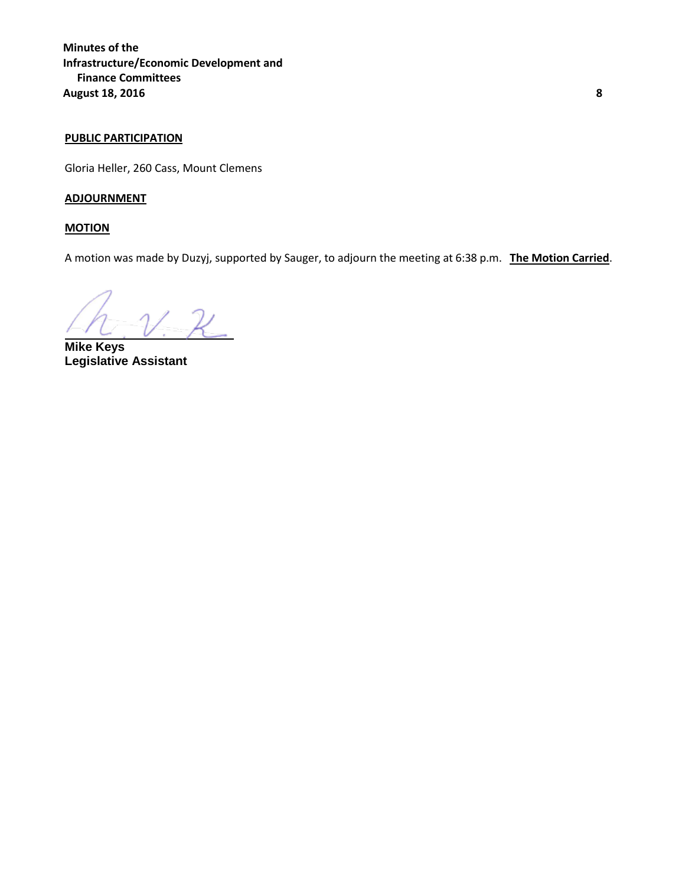**PUBLIC PARTICIPATION**

Gloria Heller, 260 Cass, Mount Clemens

**ADJOURNMENT**

**MOTION**

A motion was made by Duzyj, supported by Sauger, to adjourn the meeting at 6:38 p.m. **The Motion Carried**.

**Mike Keys**
**Legislative Assistant**